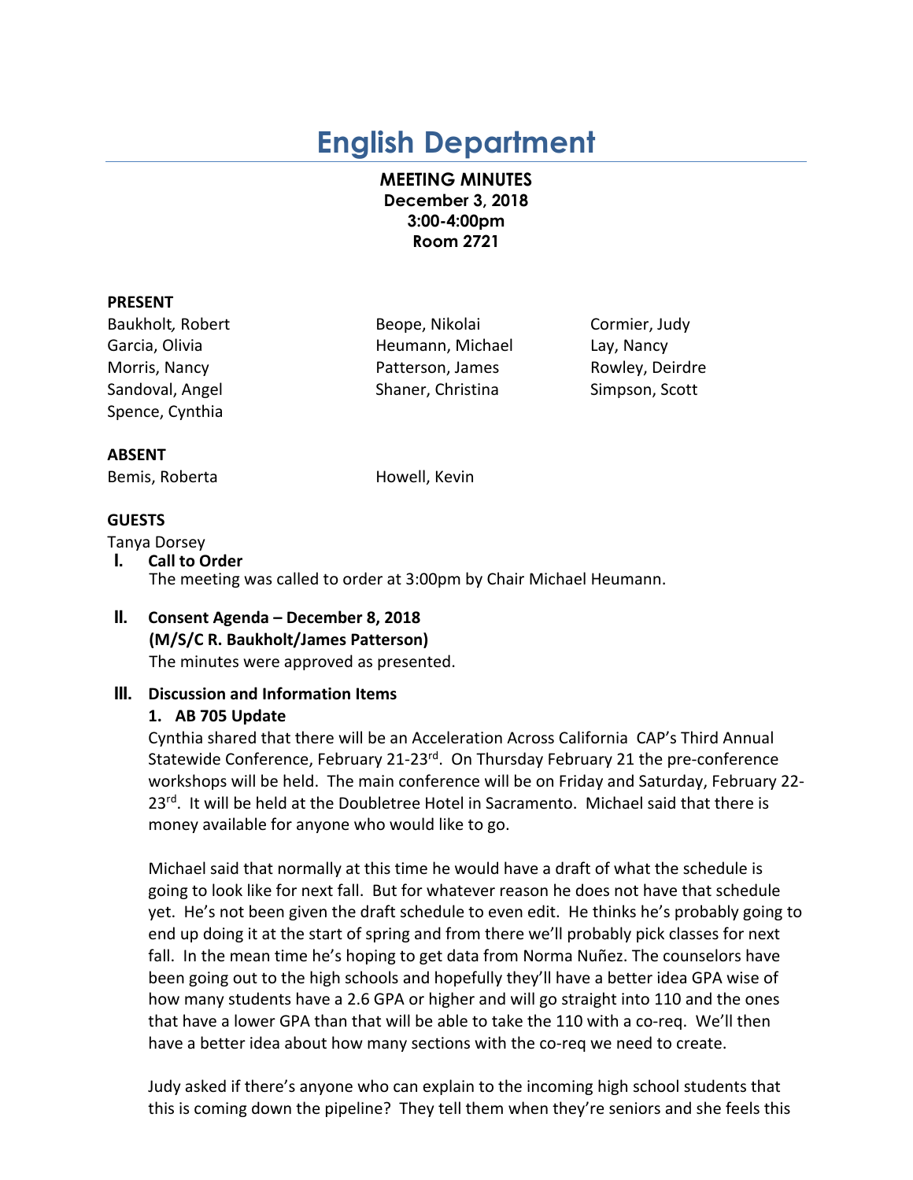# English Department

**MEETING MINUTES**
**December 3, 2018**
**3:00-4:00pm**
**Room 2721**

**PRESENT**

Baukholt, Robert
Beope, Nikolai
Cormier, Judy
Garcia, Olivia
Heumann, Michael
Lay, Nancy
Morris, Nancy
Patterson, James
Rowley, Deirdre
Sandoval, Angel
Shaner, Christina
Simpson, Scott
Spence, Cynthia

**ABSENT**

Bemis, Roberta
Howell, Kevin

**GUESTS**

Tanya Dorsey

**I. Call to Order**

The meeting was called to order at 3:00pm by Chair Michael Heumann.

**II. Consent Agenda – December 8, 2018**
**(M/S/C R. Baukholt/James Patterson)**

The minutes were approved as presented.

**III. Discussion and Information Items**

**1. AB 705 Update**

Cynthia shared that there will be an Acceleration Across California CAP's Third Annual Statewide Conference, February 21-23rd. On Thursday February 21 the pre-conference workshops will be held. The main conference will be on Friday and Saturday, February 22-23rd. It will be held at the Doubletree Hotel in Sacramento. Michael said that there is money available for anyone who would like to go.

Michael said that normally at this time he would have a draft of what the schedule is going to look like for next fall. But for whatever reason he does not have that schedule yet. He's not been given the draft schedule to even edit. He thinks he's probably going to end up doing it at the start of spring and from there we'll probably pick classes for next fall. In the mean time he's hoping to get data from Norma Nuñez. The counselors have been going out to the high schools and hopefully they'll have a better idea GPA wise of how many students have a 2.6 GPA or higher and will go straight into 110 and the ones that have a lower GPA than that will be able to take the 110 with a co-req. We'll then have a better idea about how many sections with the co-req we need to create.

Judy asked if there's anyone who can explain to the incoming high school students that this is coming down the pipeline? They tell them when they're seniors and she feels this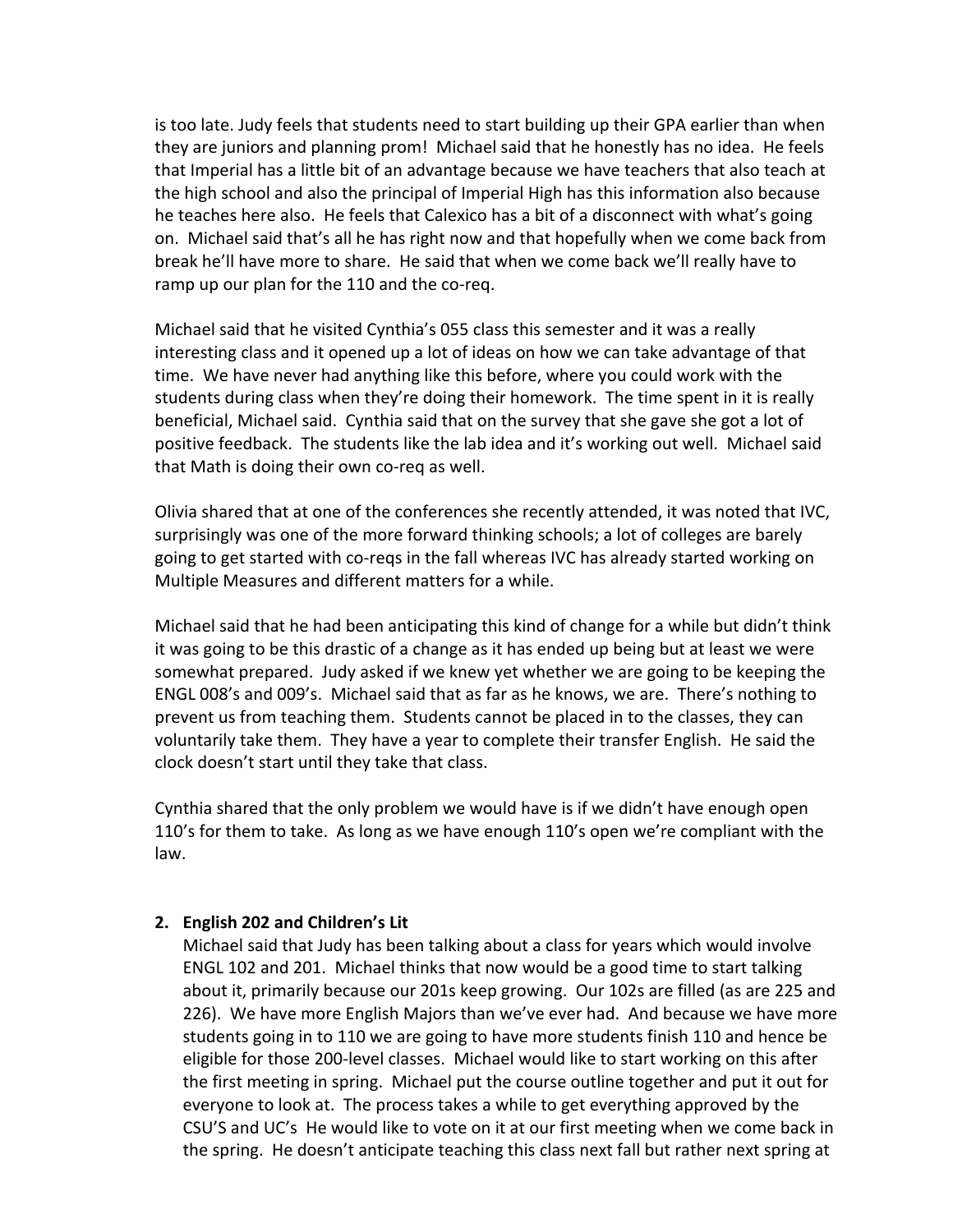is too late. Judy feels that students need to start building up their GPA earlier than when they are juniors and planning prom! Michael said that he honestly has no idea. He feels that Imperial has a little bit of an advantage because we have teachers that also teach at the high school and also the principal of Imperial High has this information also because he teaches here also. He feels that Calexico has a bit of a disconnect with what's going on. Michael said that's all he has right now and that hopefully when we come back from break he'll have more to share. He said that when we come back we'll really have to ramp up our plan for the 110 and the co-req.

Michael said that he visited Cynthia's 055 class this semester and it was a really interesting class and it opened up a lot of ideas on how we can take advantage of that time. We have never had anything like this before, where you could work with the students during class when they're doing their homework. The time spent in it is really beneficial, Michael said. Cynthia said that on the survey that she gave she got a lot of positive feedback. The students like the lab idea and it's working out well. Michael said that Math is doing their own co-req as well.

Olivia shared that at one of the conferences she recently attended, it was noted that IVC, surprisingly was one of the more forward thinking schools; a lot of colleges are barely going to get started with co-reqs in the fall whereas IVC has already started working on Multiple Measures and different matters for a while.

Michael said that he had been anticipating this kind of change for a while but didn't think it was going to be this drastic of a change as it has ended up being but at least we were somewhat prepared. Judy asked if we knew yet whether we are going to be keeping the ENGL 008's and 009's. Michael said that as far as he knows, we are. There's nothing to prevent us from teaching them. Students cannot be placed in to the classes, they can voluntarily take them. They have a year to complete their transfer English. He said the clock doesn't start until they take that class.

Cynthia shared that the only problem we would have is if we didn't have enough open 110's for them to take. As long as we have enough 110's open we're compliant with the law.

2. **English 202 and Children's Lit**

   Michael said that Judy has been talking about a class for years which would involve ENGL 102 and 201. Michael thinks that now would be a good time to start talking about it, primarily because our 201s keep growing. Our 102s are filled (as are 225 and 226). We have more English Majors than we've ever had. And because we have more students going in to 110 we are going to have more students finish 110 and hence be eligible for those 200-level classes. Michael would like to start working on this after the first meeting in spring. Michael put the course outline together and put it out for everyone to look at. The process takes a while to get everything approved by the CSU'S and UC's He would like to vote on it at our first meeting when we come back in the spring. He doesn't anticipate teaching this class next fall but rather next spring at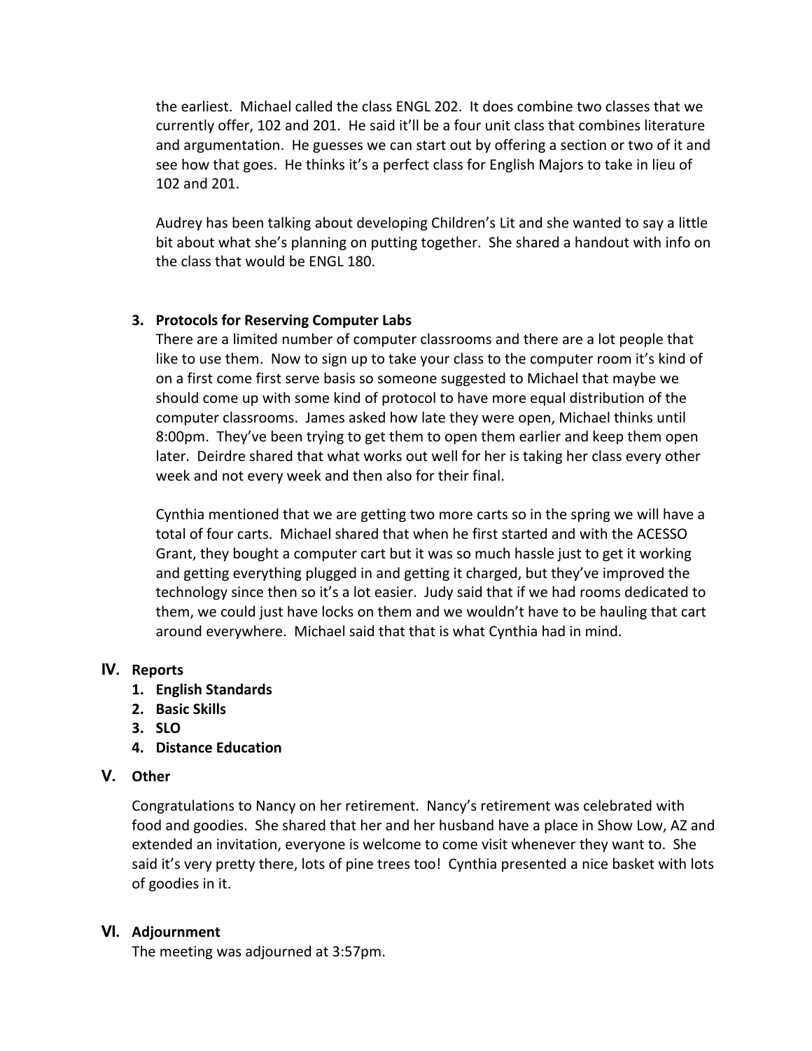the earliest. Michael called the class ENGL 202. It does combine two classes that we currently offer, 102 and 201. He said it'll be a four unit class that combines literature and argumentation. He guesses we can start out by offering a section or two of it and see how that goes. He thinks it's a perfect class for English Majors to take in lieu of 102 and 201.

Audrey has been talking about developing Children's Lit and she wanted to say a little bit about what she's planning on putting together. She shared a handout with info on the class that would be ENGL 180.

**3. Protocols for Reserving Computer Labs**

There are a limited number of computer classrooms and there are a lot people that like to use them. Now to sign up to take your class to the computer room it's kind of on a first come first serve basis so someone suggested to Michael that maybe we should come up with some kind of protocol to have more equal distribution of the computer classrooms. James asked how late they were open, Michael thinks until 8:00pm. They've been trying to get them to open them earlier and keep them open later. Deirdre shared that what works out well for her is taking her class every other week and not every week and then also for their final.

Cynthia mentioned that we are getting two more carts so in the spring we will have a total of four carts. Michael shared that when he first started and with the ACESSO Grant, they bought a computer cart but it was so much hassle just to get it working and getting everything plugged in and getting it charged, but they've improved the technology since then so it's a lot easier. Judy said that if we had rooms dedicated to them, we could just have locks on them and we wouldn't have to be hauling that cart around everywhere. Michael said that that is what Cynthia had in mind.

## IV. Reports

1. **English Standards**
2. **Basic Skills**
3. **SLO**
4. **Distance Education**

## V. Other

Congratulations to Nancy on her retirement. Nancy's retirement was celebrated with food and goodies. She shared that her and her husband have a place in Show Low, AZ and extended an invitation, everyone is welcome to come visit whenever they want to. She said it's very pretty there, lots of pine trees too! Cynthia presented a nice basket with lots of goodies in it.

## VI. Adjournment

The meeting was adjourned at 3:57pm.